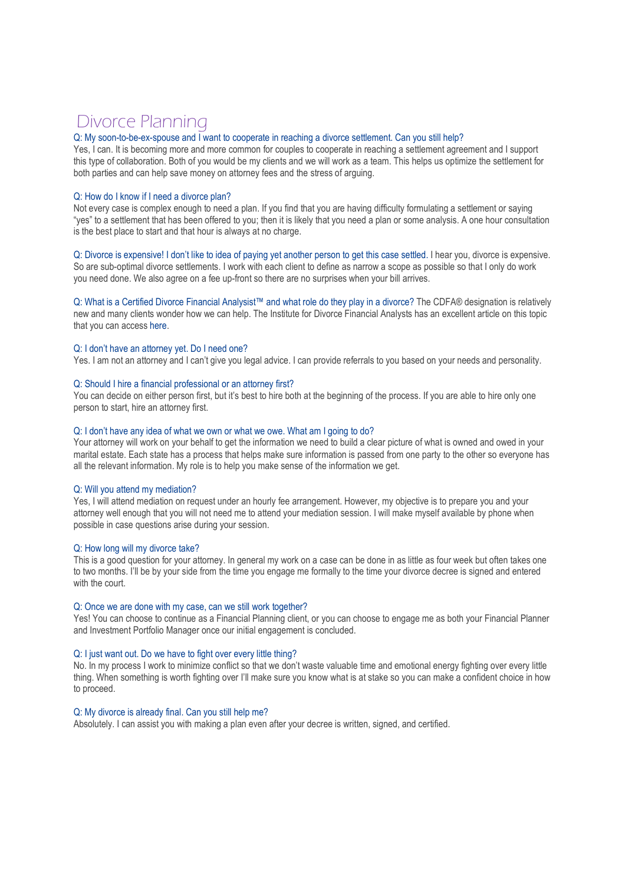# Divorce Planning

Q: My soon-to-be-ex-spouse and I want to cooperate in reaching a divorce settlement. Can you still help?

Yes, I can. It is becoming more and more common for couples to cooperate in reaching a settlement agreement and I support this type of collaboration. Both of you would be my clients and we will work as a team. This helps us optimize the settlement for both parties and can help save money on attorney fees and the stress of arguing.

Q: How do I know if I need a divorce plan?

Not every case is complex enough to need a plan. If you find that you are having difficulty formulating a settlement or saying "yes" to a settlement that has been offered to you; then it is likely that you need a plan or some analysis. A one hour consultation is the best place to start and that hour is always at no charge.

Q: Divorce is expensive! I don't like to idea of paying yet another person to get this case settled. I hear you, divorce is expensive. So are sub-optimal divorce settlements. I work with each client to define as narrow a scope as possible so that I only do work you need done. We also agree on a fee up-front so there are no surprises when your bill arrives.

Q: What is a Certified Divorce Financial Analyst™ and what role do they play in a divorce? The CDFA® designation is relatively new and many clients wonder how we can help. The Institute for Divorce Financial Analysts has an excellent article on this topic that you can access here.

Q: I don't have an attorney yet. Do I need one?

Yes. I am not an attorney and I can't give you legal advice. I can provide referrals to you based on your needs and personality.

Q: Should I hire a financial professional or an attorney first?

You can decide on either person first, but it's best to hire both at the beginning of the process. If you are able to hire only one person to start, hire an attorney first.

Q: I don't have any idea of what we own or what we owe. What am I going to do?

Your attorney will work on your behalf to get the information we need to build a clear picture of what is owned and owed in your marital estate. Each state has a process that helps make sure information is passed from one party to the other so everyone has all the relevant information. My role is to help you make sense of the information we get.

Q: Will you attend my mediation?

Yes, I will attend mediation on request under an hourly fee arrangement. However, my objective is to prepare you and your attorney well enough that you will not need me to attend your mediation session. I will make myself available by phone when possible in case questions arise during your session.

Q: How long will my divorce take?

This is a good question for your attorney. In general my work on a case can be done in as little as four week but often takes one to two months. I'll be by your side from the time you engage me formally to the time your divorce decree is signed and entered with the court.

Q: Once we are done with my case, can we still work together?

Yes! You can choose to continue as a Financial Planning client, or you can choose to engage me as both your Financial Planner and Investment Portfolio Manager once our initial engagement is concluded.

Q: I just want out. Do we have to fight over every little thing?

No. In my process I work to minimize conflict so that we don't waste valuable time and emotional energy fighting over every little thing. When something is worth fighting over I'll make sure you know what is at stake so you can make a confident choice in how to proceed.

Q: My divorce is already final. Can you still help me?

Absolutely. I can assist you with making a plan even after your decree is written, signed, and certified.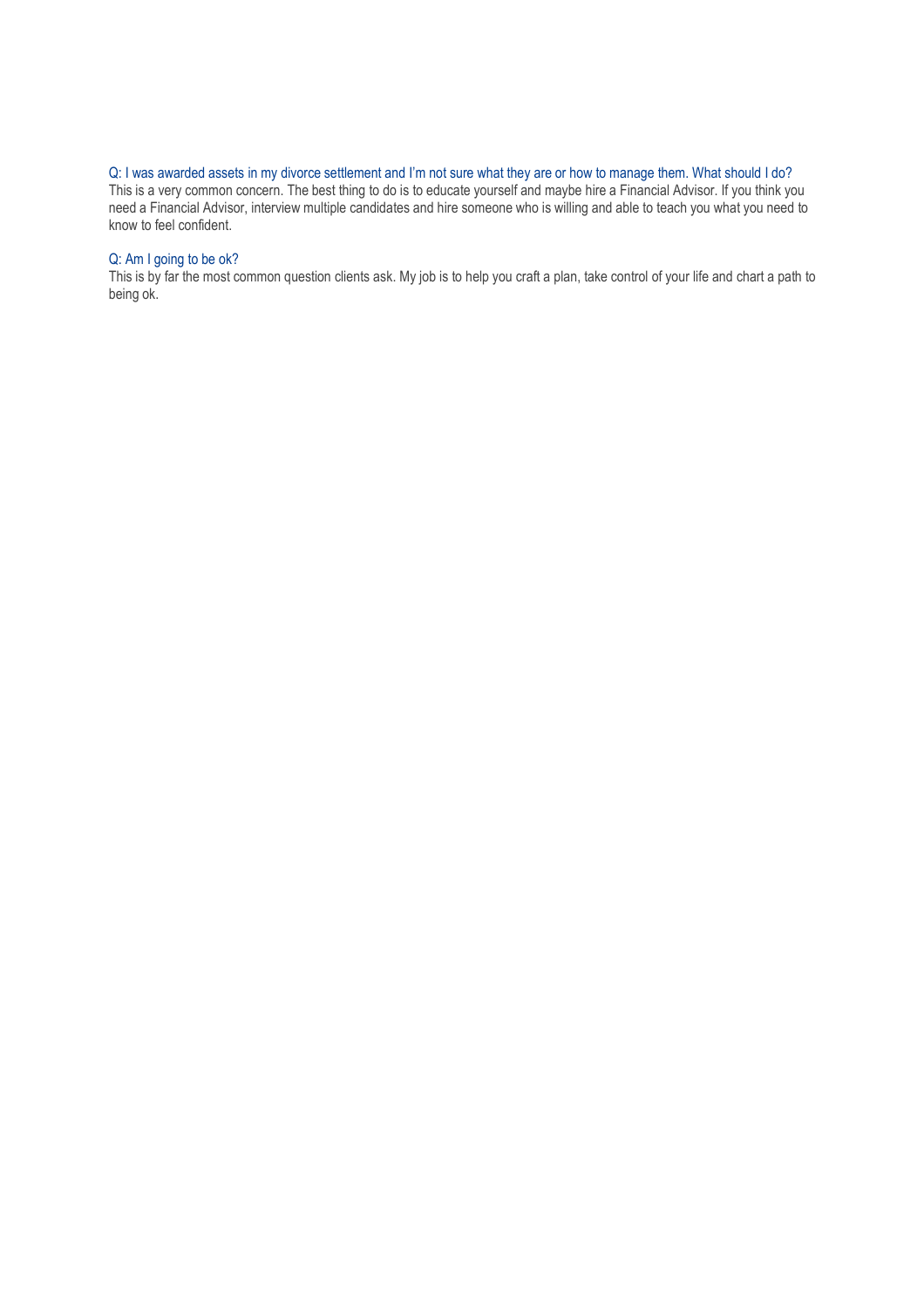**Q: I was awarded assets in my divorce settlement and I'm not sure what they are or how to manage them. What should I do?**

This is a very common concern. The best thing to do is to educate yourself and maybe hire a Financial Advisor. If you think you need a Financial Advisor, interview multiple candidates and hire someone who is willing and able to teach you what you need to know to feel confident.

**Q: Am I going to be ok?**

This is by far the most common question clients ask. My job is to help you craft a plan, take control of your life and chart a path to being ok.